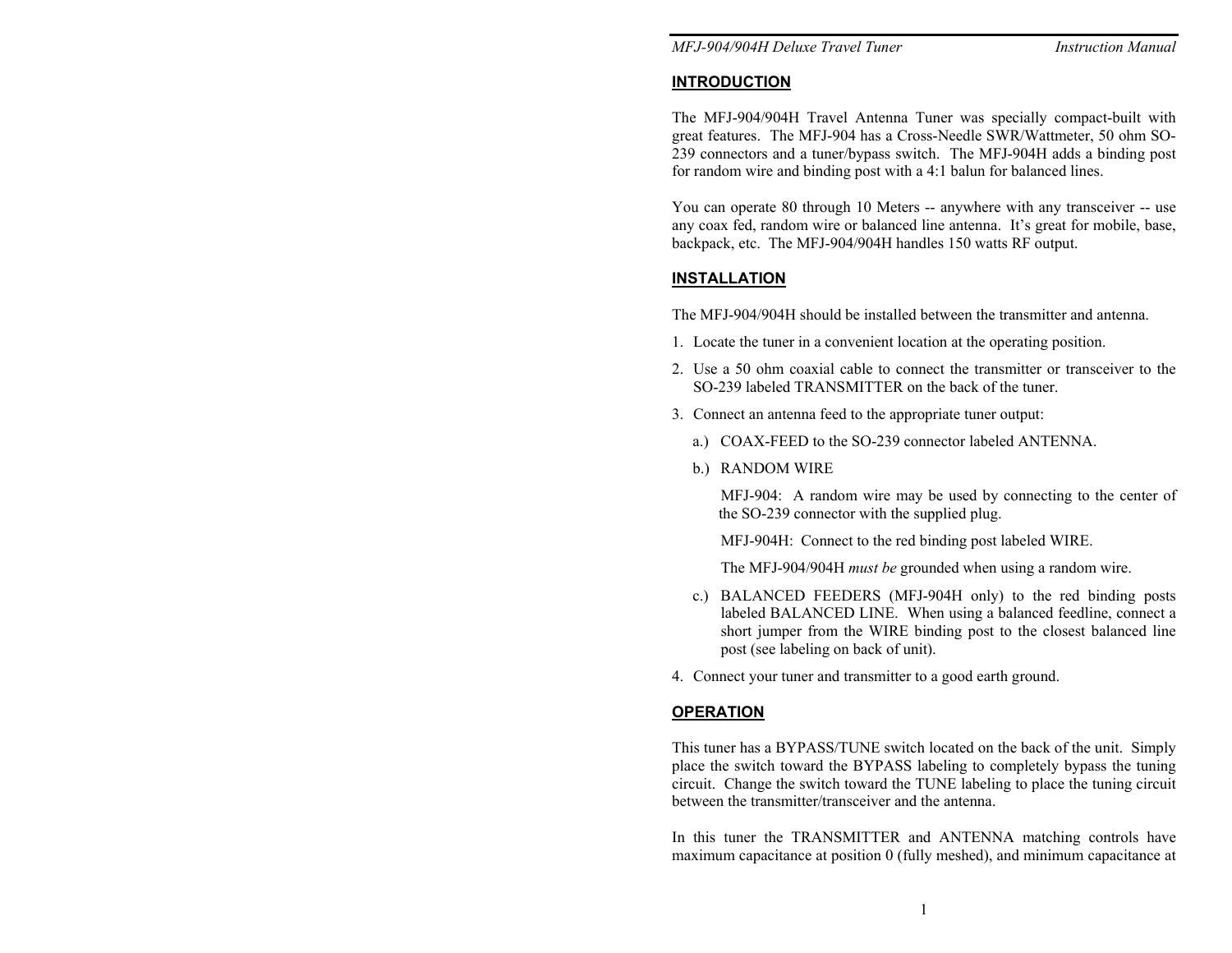## INTRODUCTION

The MFJ-904/904H Travel Antenna Tuner was specially compact-built with great features. The MFJ-904 has a Cross-Needle SWR/Wattmeter, 50 ohm SO-239 connectors and a tuner/bypass switch. The MFJ-904H adds a binding post for random wire and binding post with a 4:1 balun for balanced lines.

You can operate 80 through 10 Meters -- anywhere with any transceiver -- use any coax fed, random wire or balanced line antenna. It's great for mobile, base, backpack, etc. The MFJ-904/904H handles 150 watts RF output.

## INSTALLATION

The MFJ-904/904H should be installed between the transmitter and antenna.

1. Locate the tuner in a convenient location at the operating position.
2. Use a 50 ohm coaxial cable to connect the transmitter or transceiver to the SO-239 labeled TRANSMITTER on the back of the tuner.
3. Connect an antenna feed to the appropriate tuner output:
   - a.) COAX-FEED to the SO-239 connector labeled ANTENNA.
   - b.) RANDOM WIRE

     MFJ-904: A random wire may be used by connecting to the center of the SO-239 connector with the supplied plug.

     MFJ-904H: Connect to the red binding post labeled WIRE.

     The MFJ-904/904H *must be* grounded when using a random wire.
   - c.) BALANCED FEEDERS (MFJ-904H only) to the red binding posts labeled BALANCED LINE. When using a balanced feedline, connect a short jumper from the WIRE binding post to the closest balanced line post (see labeling on back of unit).
4. Connect your tuner and transmitter to a good earth ground.

## OPERATION

This tuner has a BYPASS/TUNE switch located on the back of the unit. Simply place the switch toward the BYPASS labeling to completely bypass the tuning circuit. Change the switch toward the TUNE labeling to place the tuning circuit between the transmitter/transceiver and the antenna.

In this tuner the TRANSMITTER and ANTENNA matching controls have maximum capacitance at position 0 (fully meshed), and minimum capacitance at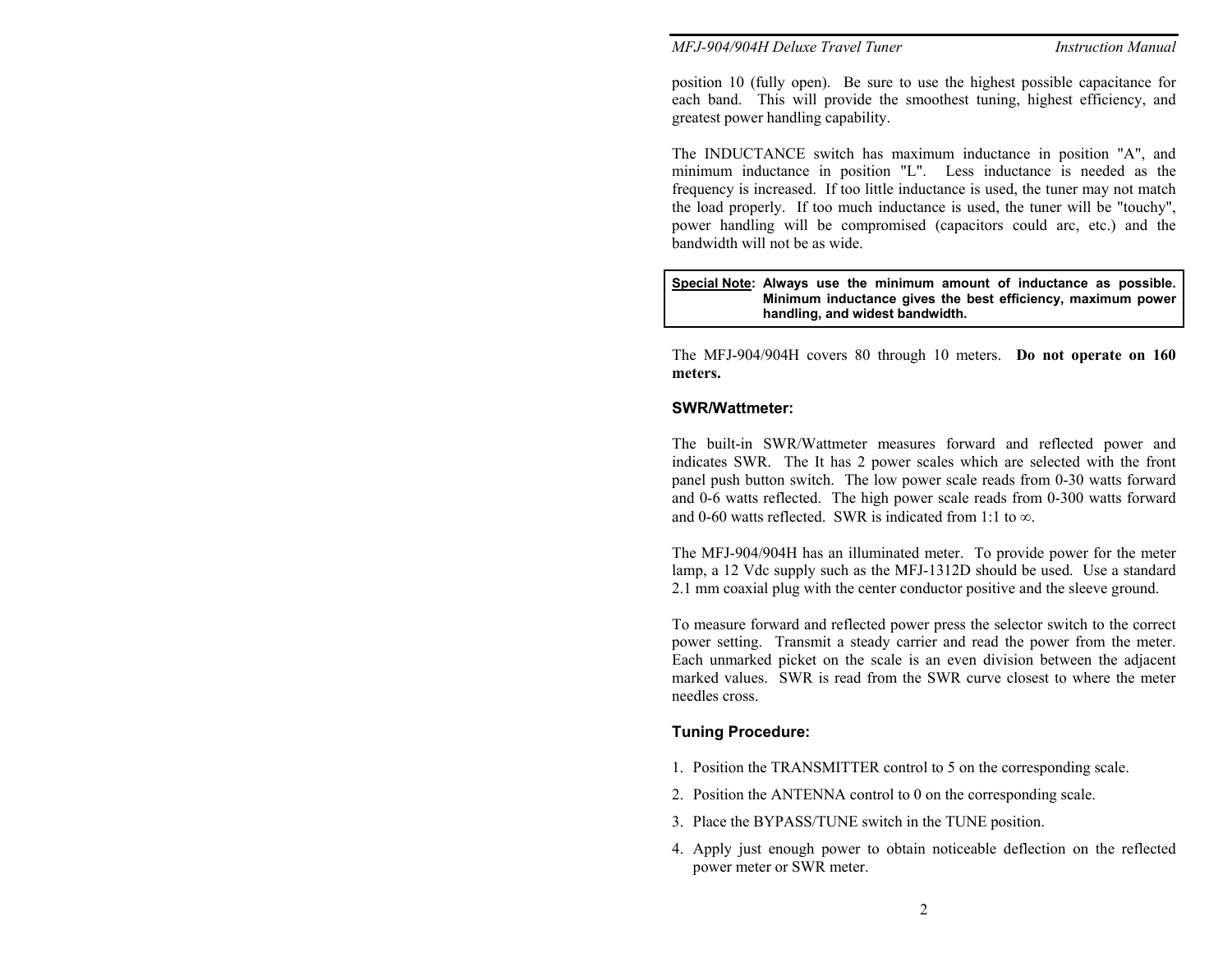position 10 (fully open). Be sure to use the highest possible capacitance for each band. This will provide the smoothest tuning, highest efficiency, and greatest power handling capability.

The INDUCTANCE switch has maximum inductance in position "A", and minimum inductance in position "L". Less inductance is needed as the frequency is increased. If too little inductance is used, the tuner may not match the load properly. If too much inductance is used, the tuner will be "touchy", power handling will be compromised (capacitors could arc, etc.) and the bandwidth will not be as wide.

> **Special Note: Always use the minimum amount of inductance as possible. Minimum inductance gives the best efficiency, maximum power handling, and widest bandwidth.**

The MFJ-904/904H covers 80 through 10 meters. **Do not operate on 160 meters.**

### SWR/Wattmeter:

The built-in SWR/Wattmeter measures forward and reflected power and indicates SWR. The It has 2 power scales which are selected with the front panel push button switch. The low power scale reads from 0-30 watts forward and 0-6 watts reflected. The high power scale reads from 0-300 watts forward and 0-60 watts reflected. SWR is indicated from 1:1 to ∞.

The MFJ-904/904H has an illuminated meter. To provide power for the meter lamp, a 12 Vdc supply such as the MFJ-1312D should be used. Use a standard 2.1 mm coaxial plug with the center conductor positive and the sleeve ground.

To measure forward and reflected power press the selector switch to the correct power setting. Transmit a steady carrier and read the power from the meter. Each unmarked picket on the scale is an even division between the adjacent marked values. SWR is read from the SWR curve closest to where the meter needles cross.

### Tuning Procedure:

1. Position the TRANSMITTER control to 5 on the corresponding scale.
2. Position the ANTENNA control to 0 on the corresponding scale.
3. Place the BYPASS/TUNE switch in the TUNE position.
4. Apply just enough power to obtain noticeable deflection on the reflected power meter or SWR meter.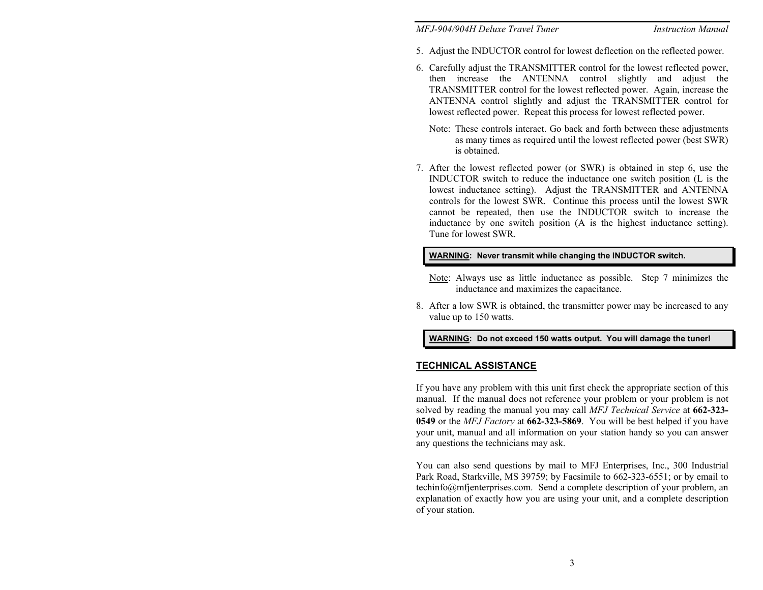5. Adjust the INDUCTOR control for lowest deflection on the reflected power.

6. Carefully adjust the TRANSMITTER control for the lowest reflected power, then increase the ANTENNA control slightly and adjust the TRANSMITTER control for the lowest reflected power. Again, increase the ANTENNA control slightly and adjust the TRANSMITTER control for lowest reflected power. Repeat this process for lowest reflected power.

   Note: These controls interact. Go back and forth between these adjustments as many times as required until the lowest reflected power (best SWR) is obtained.

7. After the lowest reflected power (or SWR) is obtained in step 6, use the INDUCTOR switch to reduce the inductance one switch position (L is the lowest inductance setting). Adjust the TRANSMITTER and ANTENNA controls for the lowest SWR. Continue this process until the lowest SWR cannot be repeated, then use the INDUCTOR switch to increase the inductance by one switch position (A is the highest inductance setting). Tune for lowest SWR.

> **WARNING: Never transmit while changing the INDUCTOR switch.**

   Note: Always use as little inductance as possible. Step 7 minimizes the inductance and maximizes the capacitance.

8. After a low SWR is obtained, the transmitter power may be increased to any value up to 150 watts.

> **WARNING: Do not exceed 150 watts output. You will damage the tuner!**

## TECHNICAL ASSISTANCE

If you have any problem with this unit first check the appropriate section of this manual. If the manual does not reference your problem or your problem is not solved by reading the manual you may call *MFJ Technical Service* at **662-323-0549** or the *MFJ Factory* at **662-323-5869**. You will be best helped if you have your unit, manual and all information on your station handy so you can answer any questions the technicians may ask.

You can also send questions by mail to MFJ Enterprises, Inc., 300 Industrial Park Road, Starkville, MS 39759; by Facsimile to 662-323-6551; or by email to techinfo@mfjenterprises.com. Send a complete description of your problem, an explanation of exactly how you are using your unit, and a complete description of your station.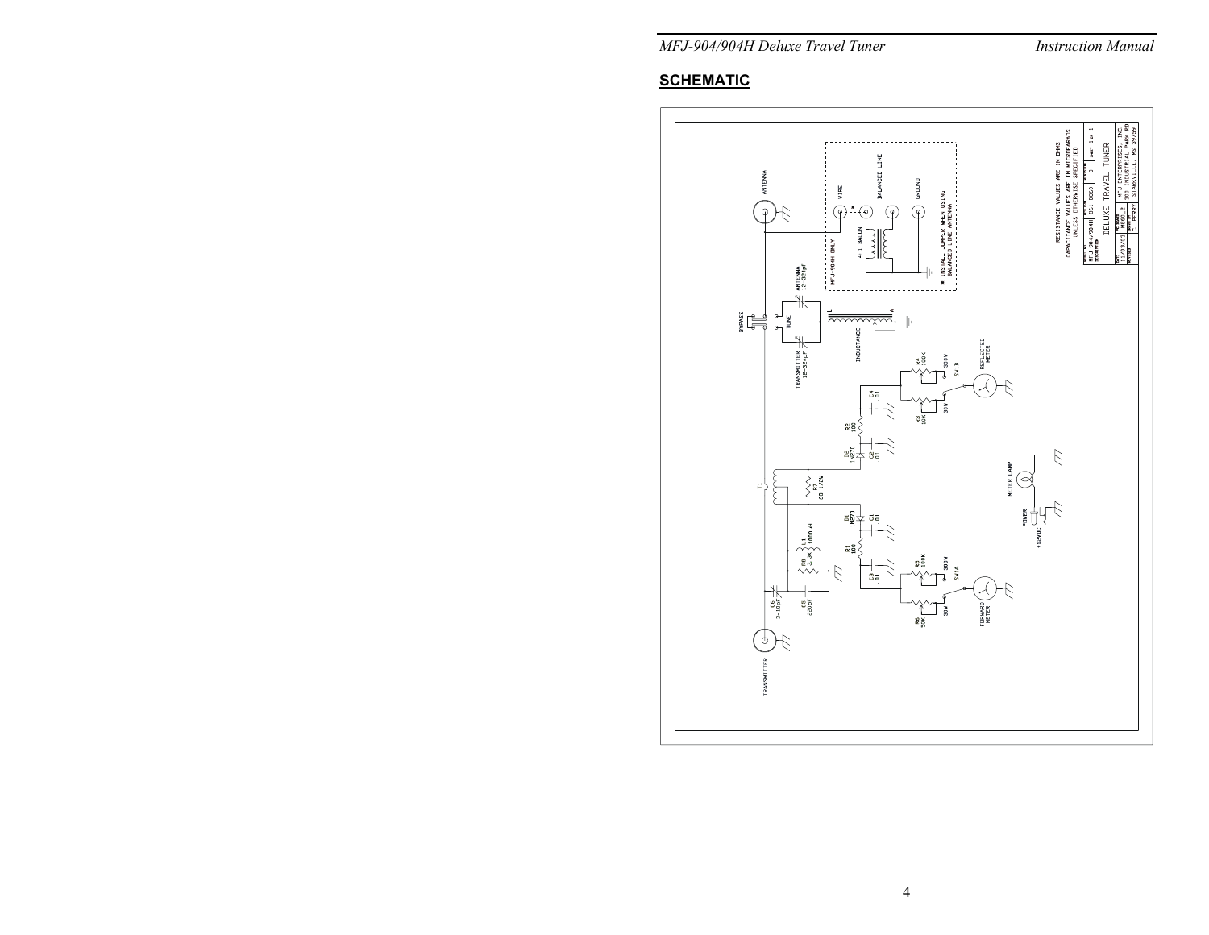## SCHEMATIC

ANTENNA

BYPASS

TUNE

ANTENNA
12-324pF

TRANSMITTER
12-324pF

INDUCTANCE

L

A

MFJ-904H ONLY

WIRE

4:1 BALUN

BALANCED LINE

GROUND

* INSTALL JUMPER WHEN USING
BALANCED LINE ANTENNA

R4
100K

300W

SW1B

REFLECTED
METER

C4
.01

R2
100

R3
10K

30W

D2
1N270

C2
.01

T1

R7
68 1/2W

METER LAMP

POWER

+12VDC

L1
1000uH

R8
3.3K

D1
1N270

C1
.01

R1
100

C3
.01

R5
100K

300W

SW1A

C6
3-10pF

C5
220pF

R6
50K

30W

FORWARD
METER

TRANSMITTER

RESISTANCE VALUES ARE IN OHMS
CAPACITANCE VALUES ARE IN MICROFARADS
UNLESS OTHERWISE SPECIFIED

MFJ-904/904H

861-0860

0

SHEET 1 OF 1

DELUXE TRAVEL TUNER

11/03/03

M860.2

C. PERRY

MFJ ENTERPRISES, INC
300 INDUSTRIAL PARK RD
STARKVILLE, MS 39759